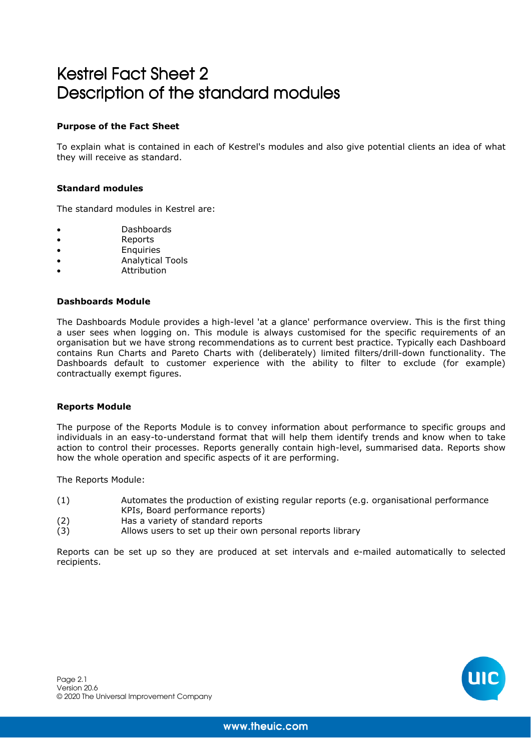# Kestrel Fact Sheet 2
# Description of the standard modules

**Purpose of the Fact Sheet**

To explain what is contained in each of Kestrel's modules and also give potential clients an idea of what they will receive as standard.

**Standard modules**

The standard modules in Kestrel are:

- Dashboards
- Reports
- Enquiries
- Analytical Tools
- Attribution

**Dashboards Module**

The Dashboards Module provides a high-level 'at a glance' performance overview. This is the first thing a user sees when logging on. This module is always customised for the specific requirements of an organisation but we have strong recommendations as to current best practice. Typically each Dashboard contains Run Charts and Pareto Charts with (deliberately) limited filters/drill-down functionality. The Dashboards default to customer experience with the ability to filter to exclude (for example) contractually exempt figures.

**Reports Module**

The purpose of the Reports Module is to convey information about performance to specific groups and individuals in an easy-to-understand format that will help them identify trends and know when to take action to control their processes. Reports generally contain high-level, summarised data. Reports show how the whole operation and specific aspects of it are performing.

The Reports Module:

(1) Automates the production of existing regular reports (e.g. organisational performance KPIs, Board performance reports)
(2) Has a variety of standard reports
(3) Allows users to set up their own personal reports library

Reports can be set up so they are produced at set intervals and e-mailed automatically to selected recipients.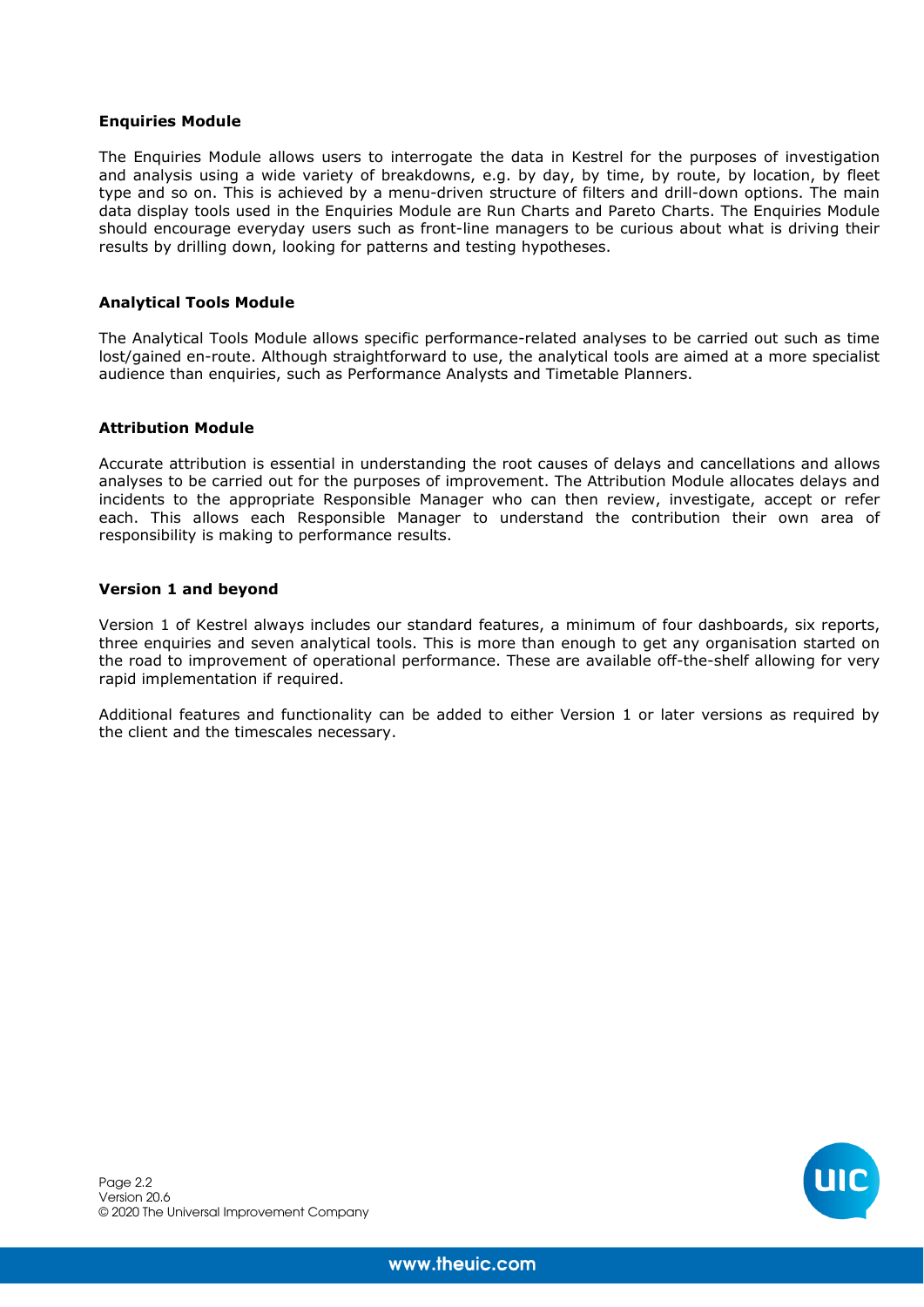### Enquiries Module

The Enquiries Module allows users to interrogate the data in Kestrel for the purposes of investigation and analysis using a wide variety of breakdowns, e.g. by day, by time, by route, by location, by fleet type and so on. This is achieved by a menu-driven structure of filters and drill-down options. The main data display tools used in the Enquiries Module are Run Charts and Pareto Charts. The Enquiries Module should encourage everyday users such as front-line managers to be curious about what is driving their results by drilling down, looking for patterns and testing hypotheses.

### Analytical Tools Module

The Analytical Tools Module allows specific performance-related analyses to be carried out such as time lost/gained en-route. Although straightforward to use, the analytical tools are aimed at a more specialist audience than enquiries, such as Performance Analysts and Timetable Planners.

### Attribution Module

Accurate attribution is essential in understanding the root causes of delays and cancellations and allows analyses to be carried out for the purposes of improvement. The Attribution Module allocates delays and incidents to the appropriate Responsible Manager who can then review, investigate, accept or refer each. This allows each Responsible Manager to understand the contribution their own area of responsibility is making to performance results.

### Version 1 and beyond

Version 1 of Kestrel always includes our standard features, a minimum of four dashboards, six reports, three enquiries and seven analytical tools. This is more than enough to get any organisation started on the road to improvement of operational performance. These are available off-the-shelf allowing for very rapid implementation if required.

Additional features and functionality can be added to either Version 1 or later versions as required by the client and the timescales necessary.